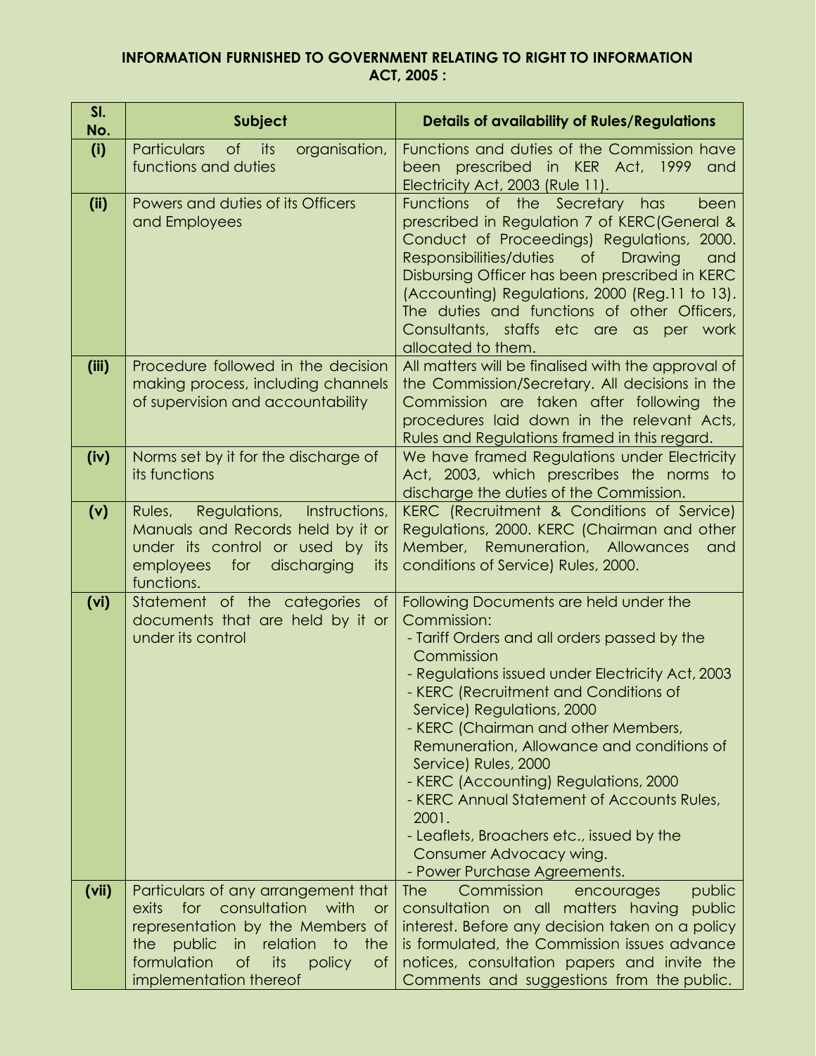**INFORMATION FURNISHED TO GOVERNMENT RELATING TO RIGHT TO INFORMATION ACT, 2005 :**

| Sl. No. | Subject | Details of availability of Rules/Regulations |
|---|---|---|
| (i) | Particulars of its organisation, functions and duties | Functions and duties of the Commission have been prescribed in KER Act, 1999 and Electricity Act, 2003 (Rule 11). |
| (ii) | Powers and duties of its Officers and Employees | Functions of the Secretary has been prescribed in Regulation 7 of KERC(General & Conduct of Proceedings) Regulations, 2000. Responsibilities/duties of Drawing and Disbursing Officer has been prescribed in KERC (Accounting) Regulations, 2000 (Reg.11 to 13). The duties and functions of other Officers, Consultants, staffs etc are as per work allocated to them. |
| (iii) | Procedure followed in the decision making process, including channels of supervision and accountability | All matters will be finalised with the approval of the Commission/Secretary. All decisions in the Commission are taken after following the procedures laid down in the relevant Acts, Rules and Regulations framed in this regard. |
| (iv) | Norms set by it for the discharge of its functions | We have framed Regulations under Electricity Act, 2003, which prescribes the norms to discharge the duties of the Commission. |
| (v) | Rules, Regulations, Instructions, Manuals and Records held by it or under its control or used by its employees for discharging its functions. | KERC (Recruitment & Conditions of Service) Regulations, 2000. KERC (Chairman and other Member, Remuneration, Allowances and conditions of Service) Rules, 2000. |
| (vi) | Statement of the categories of documents that are held by it or under its control | Following Documents are held under the Commission:<br>- Tariff Orders and all orders passed by the Commission<br>- Regulations issued under Electricity Act, 2003<br>- KERC (Recruitment and Conditions of Service) Regulations, 2000<br>- KERC (Chairman and other Members, Remuneration, Allowance and conditions of Service) Rules, 2000<br>- KERC (Accounting) Regulations, 2000<br>- KERC Annual Statement of Accounts Rules, 2001.<br>- Leaflets, Broachers etc., issued by the Consumer Advocacy wing.<br>- Power Purchase Agreements. |
| (vii) | Particulars of any arrangement that exits for consultation with or representation by the Members of the public in relation to the formulation of its policy of implementation thereof | The Commission encourages public consultation on all matters having public interest. Before any decision taken on a policy is formulated, the Commission issues advance notices, consultation papers and invite the Comments and suggestions from the public. |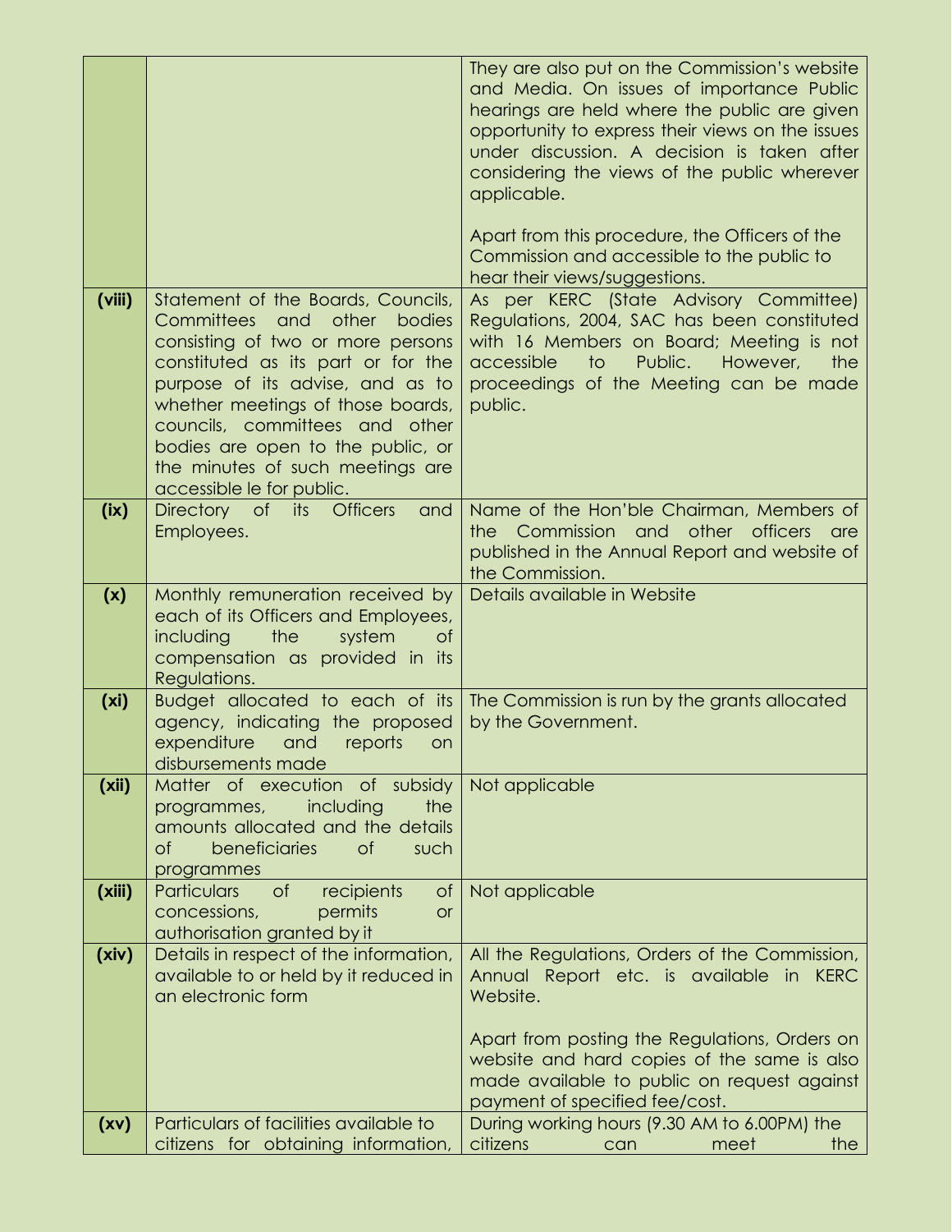| | | |
|---|---|---|
| | | They are also put on the Commission's website and Media. On issues of importance Public hearings are held where the public are given opportunity to express their views on the issues under discussion. A decision is taken after considering the views of the public wherever applicable.<br><br>Apart from this procedure, the Officers of the Commission and accessible to the public to hear their views/suggestions. |
| **(viii)** | Statement of the Boards, Councils, Committees and other bodies consisting of two or more persons constituted as its part or for the purpose of its advise, and as to whether meetings of those boards, councils, committees and other bodies are open to the public, or the minutes of such meetings are accessible le for public. | As per KERC (State Advisory Committee) Regulations, 2004, SAC has been constituted with 16 Members on Board; Meeting is not accessible to Public. However, the proceedings of the Meeting can be made public. |
| **(ix)** | Directory of its Officers and Employees. | Name of the Hon'ble Chairman, Members of the Commission and other officers are published in the Annual Report and website of the Commission. |
| **(x)** | Monthly remuneration received by each of its Officers and Employees, including the system of compensation as provided in its Regulations. | Details available in Website |
| **(xi)** | Budget allocated to each of its agency, indicating the proposed expenditure and reports on disbursements made | The Commission is run by the grants allocated by the Government. |
| **(xii)** | Matter of execution of subsidy programmes, including the amounts allocated and the details of beneficiaries of such programmes | Not applicable |
| **(xiii)** | Particulars of recipients of concessions, permits or authorisation granted by it | Not applicable |
| **(xiv)** | Details in respect of the information, available to or held by it reduced in an electronic form | All the Regulations, Orders of the Commission, Annual Report etc. is available in KERC Website.<br><br>Apart from posting the Regulations, Orders on website and hard copies of the same is also made available to public on request against payment of specified fee/cost. |
| **(xv)** | Particulars of facilities available to citizens for obtaining information, | During working hours (9.30 AM to 6.00PM) the citizens can meet the |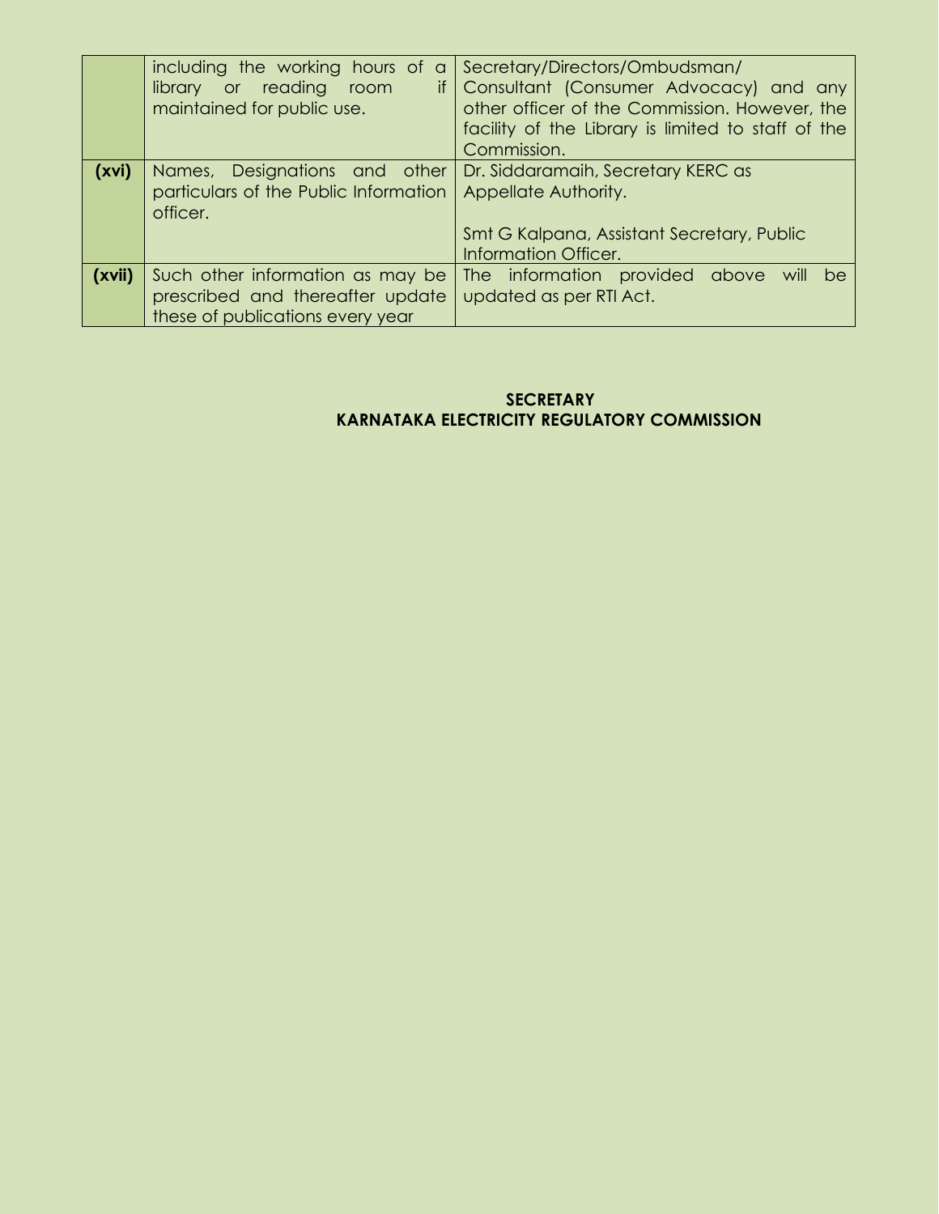| | | |
|---|---|---|
| | including the working hours of a library or reading room if maintained for public use. | Secretary/Directors/Ombudsman/ Consultant (Consumer Advocacy) and any other officer of the Commission. However, the facility of the Library is limited to staff of the Commission. |
| **(xvi)** | Names, Designations and other particulars of the Public Information officer. | Dr. Siddaramaih, Secretary KERC as Appellate Authority.<br><br>Smt G Kalpana, Assistant Secretary, Public Information Officer. |
| **(xvii)** | Such other information as may be prescribed and thereafter update these of publications every year | The information provided above will be updated as per RTI Act. |

**SECRETARY**
**KARNATAKA ELECTRICITY REGULATORY COMMISSION**